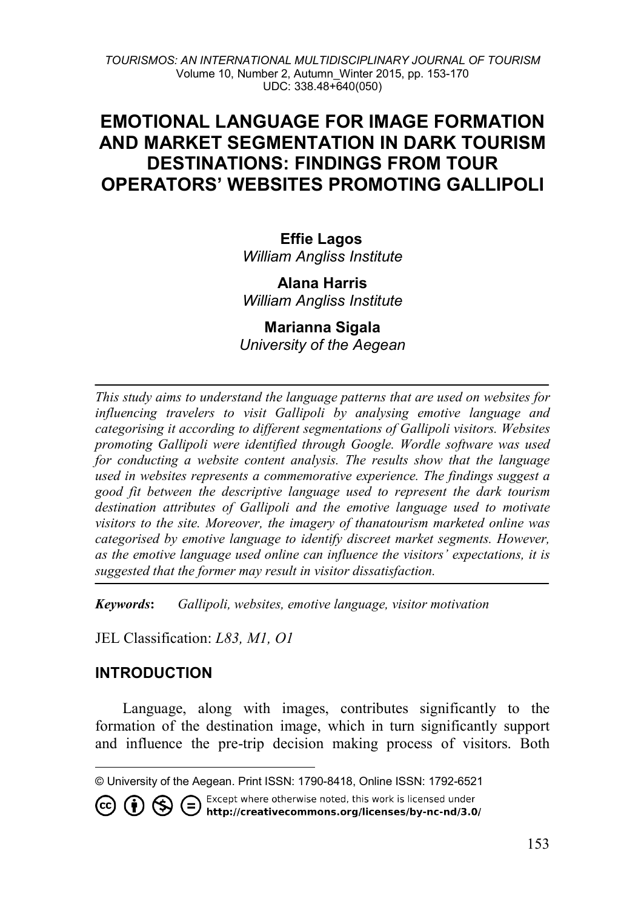# EMOTIONAL LANGUAGE FOR IMAGE FORMATION AND MARKET SEGMENTATION IN DARK TOURISM DESTINATIONS: FINDINGS FROM TOUR OPERATORS' WEBSITES PROMOTING GALLIPOLI

**Effie Lagos**
*William Angliss Institute*

**Alana Harris**
*William Angliss Institute*

**Marianna Sigala**
*University of the Aegean*

---

*This study aims to understand the language patterns that are used on websites for influencing travelers to visit Gallipoli by analysing emotive language and categorising it according to different segmentations of Gallipoli visitors. Websites promoting Gallipoli were identified through Google. Wordle software was used for conducting a website content analysis. The results show that the language used in websites represents a commemorative experience. The findings suggest a good fit between the descriptive language used to represent the dark tourism destination attributes of Gallipoli and the emotive language used to motivate visitors to the site. Moreover, the imagery of thanatourism marketed online was categorised by emotive language to identify discreet market segments. However, as the emotive language used online can influence the visitors' expectations, it is suggested that the former may result in visitor dissatisfaction.*

---

***Keywords*:** *Gallipoli, websites, emotive language, visitor motivation*

JEL Classification: *L83, M1, O1*

## INTRODUCTION

Language, along with images, contributes significantly to the formation of the destination image, which in turn significantly support and influence the pre-trip decision making process of visitors. Both

---

© University of the Aegean. Print ISSN: 1790-8418, Online ISSN: 1792-6521

Except where otherwise noted, this work is licensed under http://creativecommons.org/licenses/by-nc-nd/3.0/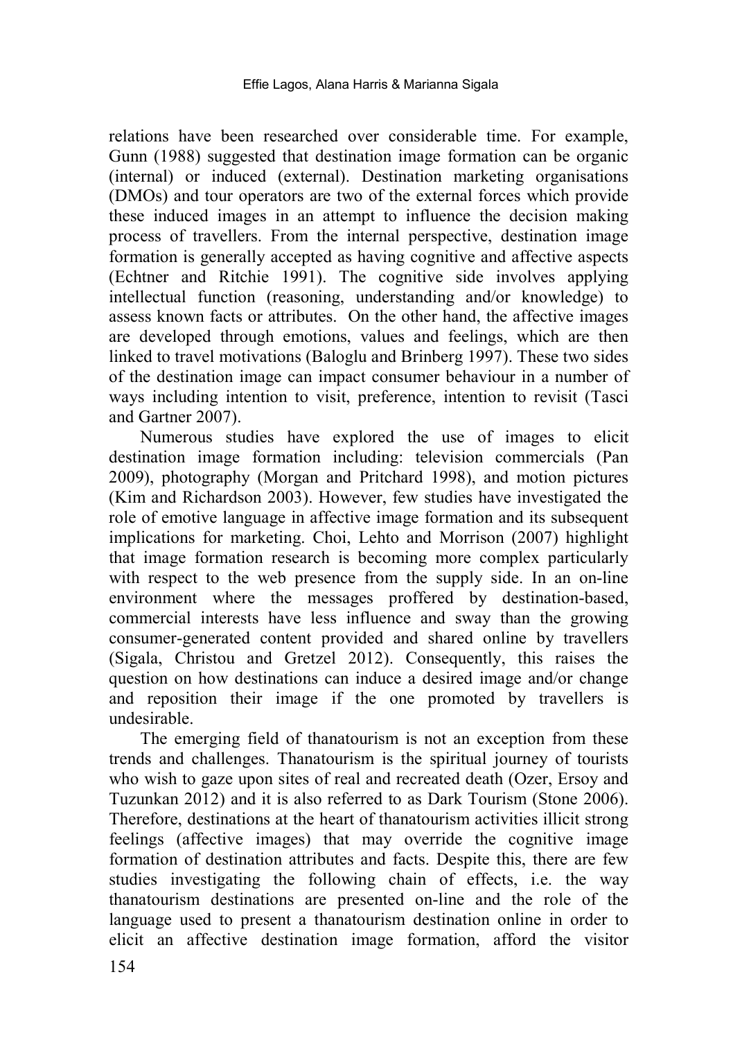relations have been researched over considerable time. For example, Gunn (1988) suggested that destination image formation can be organic (internal) or induced (external). Destination marketing organisations (DMOs) and tour operators are two of the external forces which provide these induced images in an attempt to influence the decision making process of travellers. From the internal perspective, destination image formation is generally accepted as having cognitive and affective aspects (Echtner and Ritchie 1991). The cognitive side involves applying intellectual function (reasoning, understanding and/or knowledge) to assess known facts or attributes. On the other hand, the affective images are developed through emotions, values and feelings, which are then linked to travel motivations (Baloglu and Brinberg 1997). These two sides of the destination image can impact consumer behaviour in a number of ways including intention to visit, preference, intention to revisit (Tasci and Gartner 2007).

Numerous studies have explored the use of images to elicit destination image formation including: television commercials (Pan 2009), photography (Morgan and Pritchard 1998), and motion pictures (Kim and Richardson 2003). However, few studies have investigated the role of emotive language in affective image formation and its subsequent implications for marketing. Choi, Lehto and Morrison (2007) highlight that image formation research is becoming more complex particularly with respect to the web presence from the supply side. In an on-line environment where the messages proffered by destination-based, commercial interests have less influence and sway than the growing consumer-generated content provided and shared online by travellers (Sigala, Christou and Gretzel 2012). Consequently, this raises the question on how destinations can induce a desired image and/or change and reposition their image if the one promoted by travellers is undesirable.

The emerging field of thanatourism is not an exception from these trends and challenges. Thanatourism is the spiritual journey of tourists who wish to gaze upon sites of real and recreated death (Ozer, Ersoy and Tuzunkan 2012) and it is also referred to as Dark Tourism (Stone 2006). Therefore, destinations at the heart of thanatourism activities illicit strong feelings (affective images) that may override the cognitive image formation of destination attributes and facts. Despite this, there are few studies investigating the following chain of effects, i.e. the way thanatourism destinations are presented on-line and the role of the language used to present a thanatourism destination online in order to elicit an affective destination image formation, afford the visitor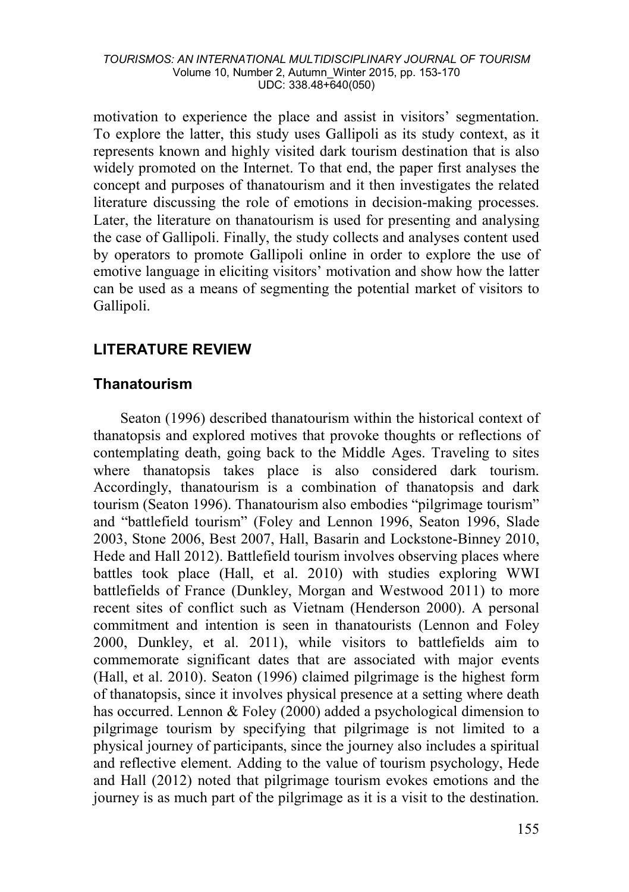motivation to experience the place and assist in visitors' segmentation. To explore the latter, this study uses Gallipoli as its study context, as it represents known and highly visited dark tourism destination that is also widely promoted on the Internet. To that end, the paper first analyses the concept and purposes of thanatourism and it then investigates the related literature discussing the role of emotions in decision-making processes. Later, the literature on thanatourism is used for presenting and analysing the case of Gallipoli. Finally, the study collects and analyses content used by operators to promote Gallipoli online in order to explore the use of emotive language in eliciting visitors' motivation and show how the latter can be used as a means of segmenting the potential market of visitors to Gallipoli.

## LITERATURE REVIEW

### Thanatourism

Seaton (1996) described thanatourism within the historical context of thanatopsis and explored motives that provoke thoughts or reflections of contemplating death, going back to the Middle Ages. Traveling to sites where thanatopsis takes place is also considered dark tourism. Accordingly, thanatourism is a combination of thanatopsis and dark tourism (Seaton 1996). Thanatourism also embodies "pilgrimage tourism" and "battlefield tourism" (Foley and Lennon 1996, Seaton 1996, Slade 2003, Stone 2006, Best 2007, Hall, Basarin and Lockstone-Binney 2010, Hede and Hall 2012). Battlefield tourism involves observing places where battles took place (Hall, et al. 2010) with studies exploring WWI battlefields of France (Dunkley, Morgan and Westwood 2011) to more recent sites of conflict such as Vietnam (Henderson 2000). A personal commitment and intention is seen in thanatourists (Lennon and Foley 2000, Dunkley, et al. 2011), while visitors to battlefields aim to commemorate significant dates that are associated with major events (Hall, et al. 2010). Seaton (1996) claimed pilgrimage is the highest form of thanatopsis, since it involves physical presence at a setting where death has occurred. Lennon & Foley (2000) added a psychological dimension to pilgrimage tourism by specifying that pilgrimage is not limited to a physical journey of participants, since the journey also includes a spiritual and reflective element. Adding to the value of tourism psychology, Hede and Hall (2012) noted that pilgrimage tourism evokes emotions and the journey is as much part of the pilgrimage as it is a visit to the destination.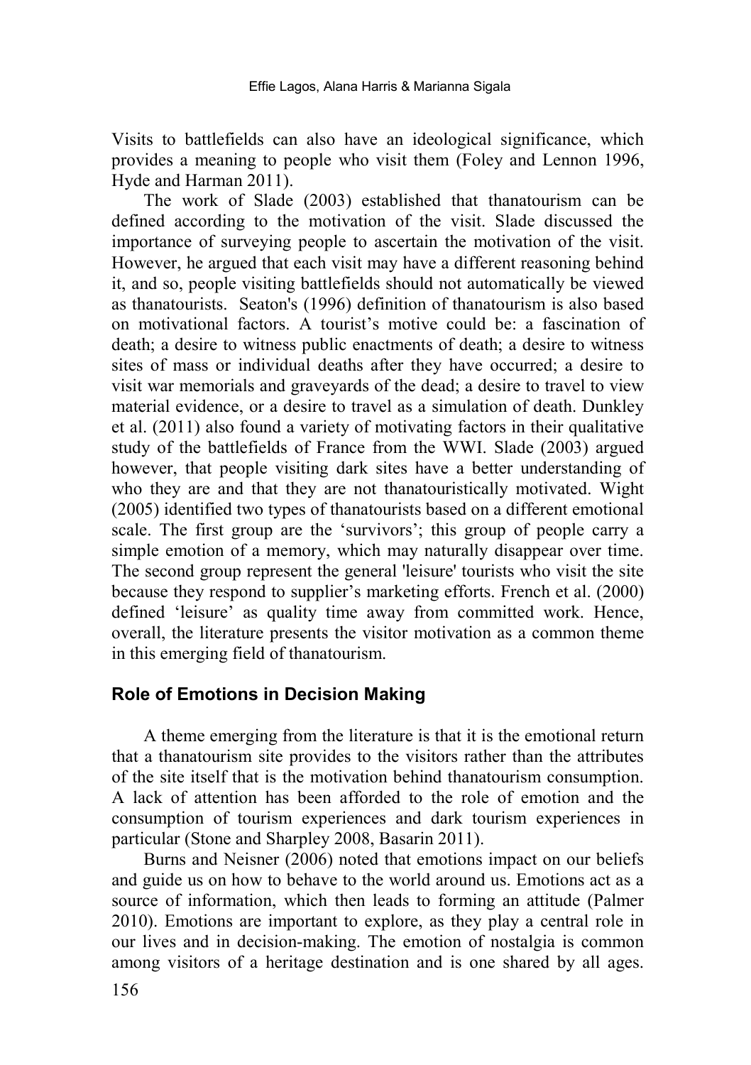Visits to battlefields can also have an ideological significance, which provides a meaning to people who visit them (Foley and Lennon 1996, Hyde and Harman 2011).

The work of Slade (2003) established that thanatourism can be defined according to the motivation of the visit. Slade discussed the importance of surveying people to ascertain the motivation of the visit. However, he argued that each visit may have a different reasoning behind it, and so, people visiting battlefields should not automatically be viewed as thanatourists. Seaton's (1996) definition of thanatourism is also based on motivational factors. A tourist's motive could be: a fascination of death; a desire to witness public enactments of death; a desire to witness sites of mass or individual deaths after they have occurred; a desire to visit war memorials and graveyards of the dead; a desire to travel to view material evidence, or a desire to travel as a simulation of death. Dunkley et al. (2011) also found a variety of motivating factors in their qualitative study of the battlefields of France from the WWI. Slade (2003) argued however, that people visiting dark sites have a better understanding of who they are and that they are not thanatouristically motivated. Wight (2005) identified two types of thanatourists based on a different emotional scale. The first group are the 'survivors'; this group of people carry a simple emotion of a memory, which may naturally disappear over time. The second group represent the general 'leisure' tourists who visit the site because they respond to supplier's marketing efforts. French et al. (2000) defined 'leisure' as quality time away from committed work. Hence, overall, the literature presents the visitor motivation as a common theme in this emerging field of thanatourism.

## Role of Emotions in Decision Making

A theme emerging from the literature is that it is the emotional return that a thanatourism site provides to the visitors rather than the attributes of the site itself that is the motivation behind thanatourism consumption. A lack of attention has been afforded to the role of emotion and the consumption of tourism experiences and dark tourism experiences in particular (Stone and Sharpley 2008, Basarin 2011).

Burns and Neisner (2006) noted that emotions impact on our beliefs and guide us on how to behave to the world around us. Emotions act as a source of information, which then leads to forming an attitude (Palmer 2010). Emotions are important to explore, as they play a central role in our lives and in decision-making. The emotion of nostalgia is common among visitors of a heritage destination and is one shared by all ages.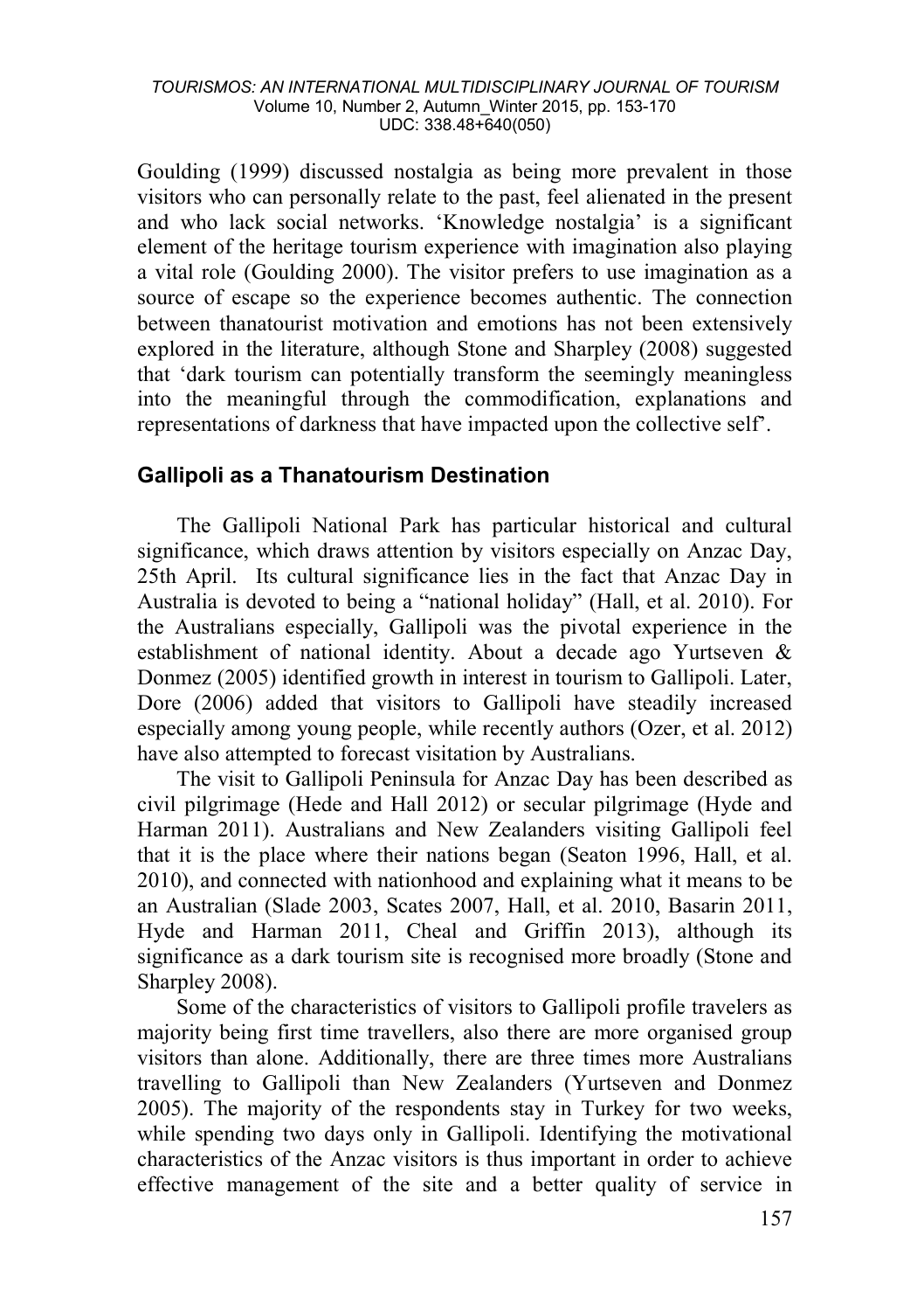Goulding (1999) discussed nostalgia as being more prevalent in those visitors who can personally relate to the past, feel alienated in the present and who lack social networks. 'Knowledge nostalgia' is a significant element of the heritage tourism experience with imagination also playing a vital role (Goulding 2000). The visitor prefers to use imagination as a source of escape so the experience becomes authentic. The connection between thanatourist motivation and emotions has not been extensively explored in the literature, although Stone and Sharpley (2008) suggested that 'dark tourism can potentially transform the seemingly meaningless into the meaningful through the commodification, explanations and representations of darkness that have impacted upon the collective self'.

## Gallipoli as a Thanatourism Destination

The Gallipoli National Park has particular historical and cultural significance, which draws attention by visitors especially on Anzac Day, 25th April. Its cultural significance lies in the fact that Anzac Day in Australia is devoted to being a "national holiday" (Hall, et al. 2010). For the Australians especially, Gallipoli was the pivotal experience in the establishment of national identity. About a decade ago Yurtseven & Donmez (2005) identified growth in interest in tourism to Gallipoli. Later, Dore (2006) added that visitors to Gallipoli have steadily increased especially among young people, while recently authors (Ozer, et al. 2012) have also attempted to forecast visitation by Australians.

The visit to Gallipoli Peninsula for Anzac Day has been described as civil pilgrimage (Hede and Hall 2012) or secular pilgrimage (Hyde and Harman 2011). Australians and New Zealanders visiting Gallipoli feel that it is the place where their nations began (Seaton 1996, Hall, et al. 2010), and connected with nationhood and explaining what it means to be an Australian (Slade 2003, Scates 2007, Hall, et al. 2010, Basarin 2011, Hyde and Harman 2011, Cheal and Griffin 2013), although its significance as a dark tourism site is recognised more broadly (Stone and Sharpley 2008).

Some of the characteristics of visitors to Gallipoli profile travelers as majority being first time travellers, also there are more organised group visitors than alone. Additionally, there are three times more Australians travelling to Gallipoli than New Zealanders (Yurtseven and Donmez 2005). The majority of the respondents stay in Turkey for two weeks, while spending two days only in Gallipoli. Identifying the motivational characteristics of the Anzac visitors is thus important in order to achieve effective management of the site and a better quality of service in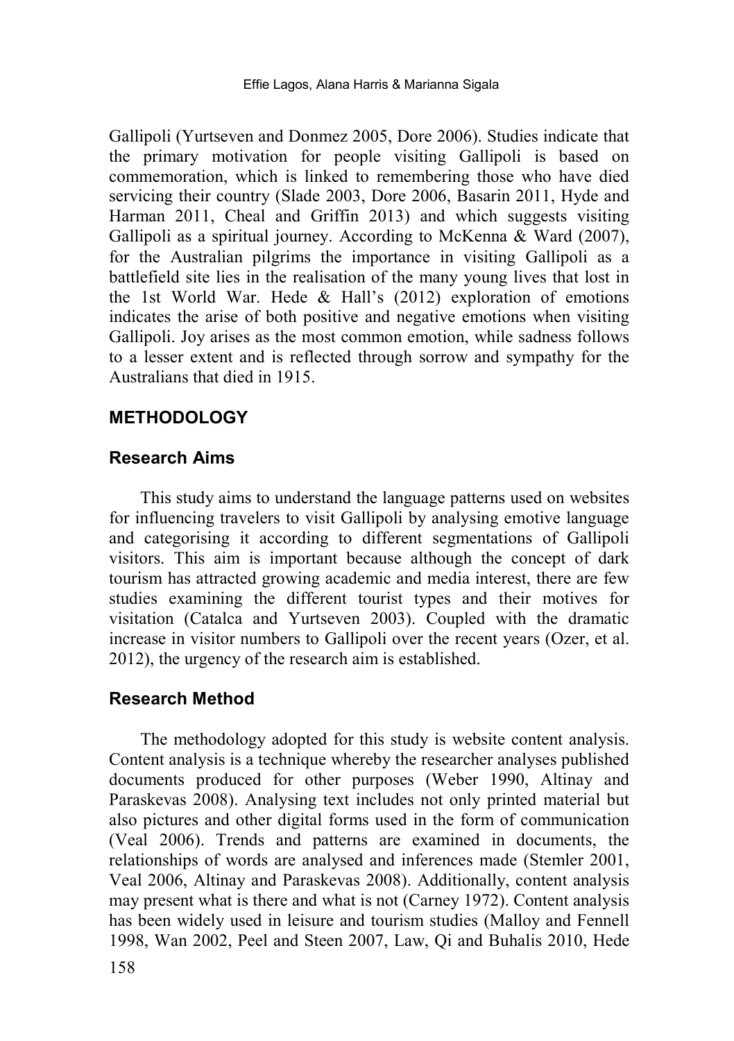Gallipoli (Yurtseven and Donmez 2005, Dore 2006). Studies indicate that the primary motivation for people visiting Gallipoli is based on commemoration, which is linked to remembering those who have died servicing their country (Slade 2003, Dore 2006, Basarin 2011, Hyde and Harman 2011, Cheal and Griffin 2013) and which suggests visiting Gallipoli as a spiritual journey. According to McKenna & Ward (2007), for the Australian pilgrims the importance in visiting Gallipoli as a battlefield site lies in the realisation of the many young lives that lost in the 1st World War. Hede & Hall's (2012) exploration of emotions indicates the arise of both positive and negative emotions when visiting Gallipoli. Joy arises as the most common emotion, while sadness follows to a lesser extent and is reflected through sorrow and sympathy for the Australians that died in 1915.

## METHODOLOGY

### Research Aims

This study aims to understand the language patterns used on websites for influencing travelers to visit Gallipoli by analysing emotive language and categorising it according to different segmentations of Gallipoli visitors. This aim is important because although the concept of dark tourism has attracted growing academic and media interest, there are few studies examining the different tourist types and their motives for visitation (Catalca and Yurtseven 2003). Coupled with the dramatic increase in visitor numbers to Gallipoli over the recent years (Ozer, et al. 2012), the urgency of the research aim is established.

### Research Method

The methodology adopted for this study is website content analysis. Content analysis is a technique whereby the researcher analyses published documents produced for other purposes (Weber 1990, Altinay and Paraskevas 2008). Analysing text includes not only printed material but also pictures and other digital forms used in the form of communication (Veal 2006). Trends and patterns are examined in documents, the relationships of words are analysed and inferences made (Stemler 2001, Veal 2006, Altinay and Paraskevas 2008). Additionally, content analysis may present what is there and what is not (Carney 1972). Content analysis has been widely used in leisure and tourism studies (Malloy and Fennell 1998, Wan 2002, Peel and Steen 2007, Law, Qi and Buhalis 2010, Hede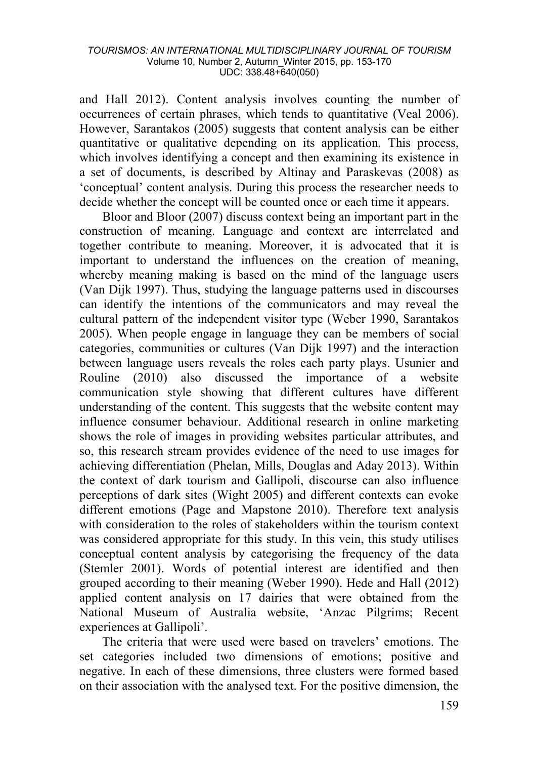and Hall 2012). Content analysis involves counting the number of occurrences of certain phrases, which tends to quantitative (Veal 2006). However, Sarantakos (2005) suggests that content analysis can be either quantitative or qualitative depending on its application. This process, which involves identifying a concept and then examining its existence in a set of documents, is described by Altinay and Paraskevas (2008) as 'conceptual' content analysis. During this process the researcher needs to decide whether the concept will be counted once or each time it appears.

Bloor and Bloor (2007) discuss context being an important part in the construction of meaning. Language and context are interrelated and together contribute to meaning. Moreover, it is advocated that it is important to understand the influences on the creation of meaning, whereby meaning making is based on the mind of the language users (Van Dijk 1997). Thus, studying the language patterns used in discourses can identify the intentions of the communicators and may reveal the cultural pattern of the independent visitor type (Weber 1990, Sarantakos 2005). When people engage in language they can be members of social categories, communities or cultures (Van Dijk 1997) and the interaction between language users reveals the roles each party plays. Usunier and Rouline (2010) also discussed the importance of a website communication style showing that different cultures have different understanding of the content. This suggests that the website content may influence consumer behaviour. Additional research in online marketing shows the role of images in providing websites particular attributes, and so, this research stream provides evidence of the need to use images for achieving differentiation (Phelan, Mills, Douglas and Aday 2013). Within the context of dark tourism and Gallipoli, discourse can also influence perceptions of dark sites (Wight 2005) and different contexts can evoke different emotions (Page and Mapstone 2010). Therefore text analysis with consideration to the roles of stakeholders within the tourism context was considered appropriate for this study. In this vein, this study utilises conceptual content analysis by categorising the frequency of the data (Stemler 2001). Words of potential interest are identified and then grouped according to their meaning (Weber 1990). Hede and Hall (2012) applied content analysis on 17 dairies that were obtained from the National Museum of Australia website, 'Anzac Pilgrims; Recent experiences at Gallipoli'.

The criteria that were used were based on travelers' emotions. The set categories included two dimensions of emotions; positive and negative. In each of these dimensions, three clusters were formed based on their association with the analysed text. For the positive dimension, the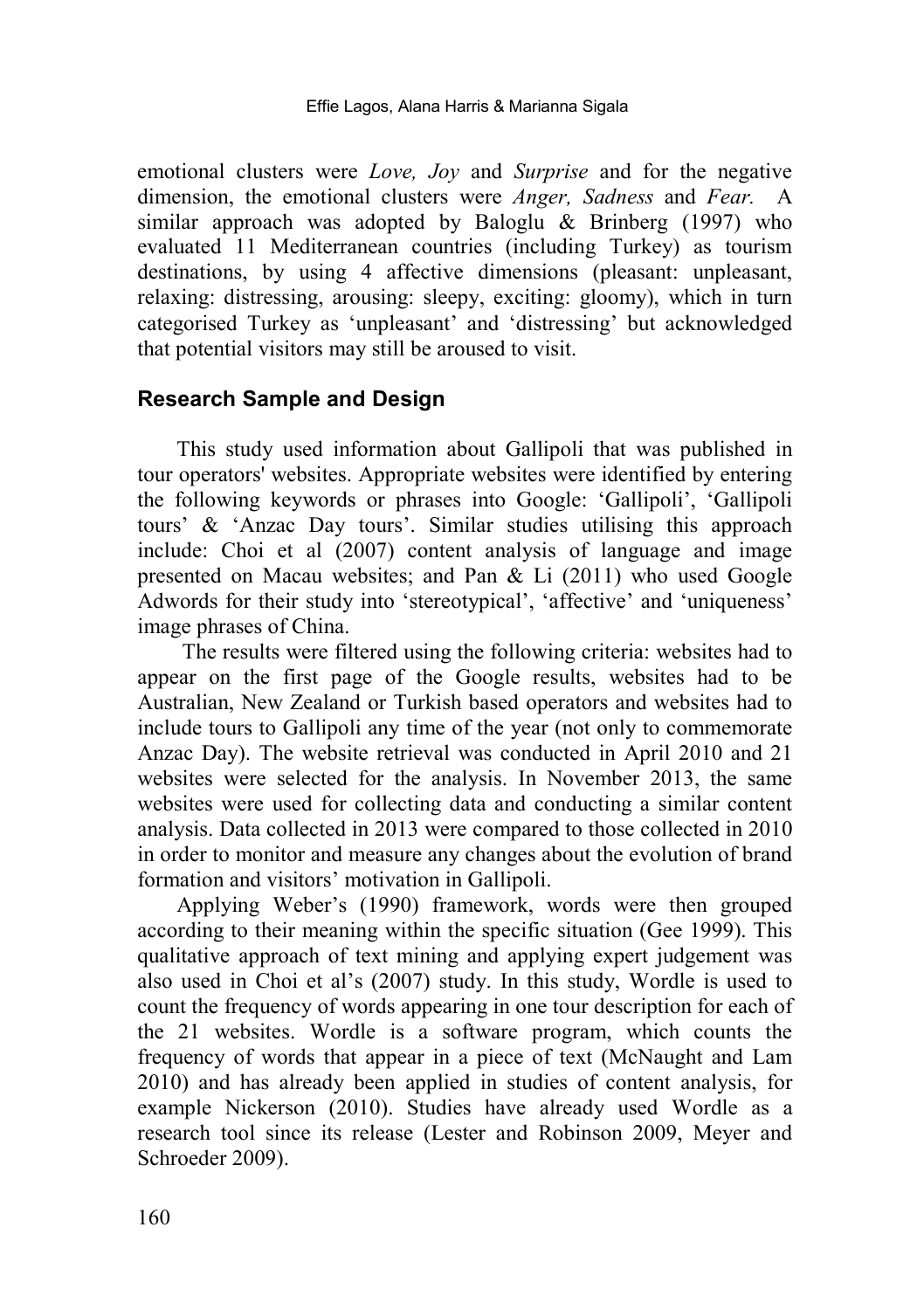emotional clusters were *Love, Joy* and *Surprise* and for the negative dimension, the emotional clusters were *Anger, Sadness* and *Fear.* A similar approach was adopted by Baloglu & Brinberg (1997) who evaluated 11 Mediterranean countries (including Turkey) as tourism destinations, by using 4 affective dimensions (pleasant: unpleasant, relaxing: distressing, arousing: sleepy, exciting: gloomy), which in turn categorised Turkey as 'unpleasant' and 'distressing' but acknowledged that potential visitors may still be aroused to visit.

## Research Sample and Design

This study used information about Gallipoli that was published in tour operators' websites. Appropriate websites were identified by entering the following keywords or phrases into Google: 'Gallipoli', 'Gallipoli tours' & 'Anzac Day tours'. Similar studies utilising this approach include: Choi et al (2007) content analysis of language and image presented on Macau websites; and Pan & Li (2011) who used Google Adwords for their study into 'stereotypical', 'affective' and 'uniqueness' image phrases of China.

The results were filtered using the following criteria: websites had to appear on the first page of the Google results, websites had to be Australian, New Zealand or Turkish based operators and websites had to include tours to Gallipoli any time of the year (not only to commemorate Anzac Day). The website retrieval was conducted in April 2010 and 21 websites were selected for the analysis. In November 2013, the same websites were used for collecting data and conducting a similar content analysis. Data collected in 2013 were compared to those collected in 2010 in order to monitor and measure any changes about the evolution of brand formation and visitors' motivation in Gallipoli.

Applying Weber's (1990) framework, words were then grouped according to their meaning within the specific situation (Gee 1999). This qualitative approach of text mining and applying expert judgement was also used in Choi et al's (2007) study. In this study, Wordle is used to count the frequency of words appearing in one tour description for each of the 21 websites. Wordle is a software program, which counts the frequency of words that appear in a piece of text (McNaught and Lam 2010) and has already been applied in studies of content analysis, for example Nickerson (2010). Studies have already used Wordle as a research tool since its release (Lester and Robinson 2009, Meyer and Schroeder 2009).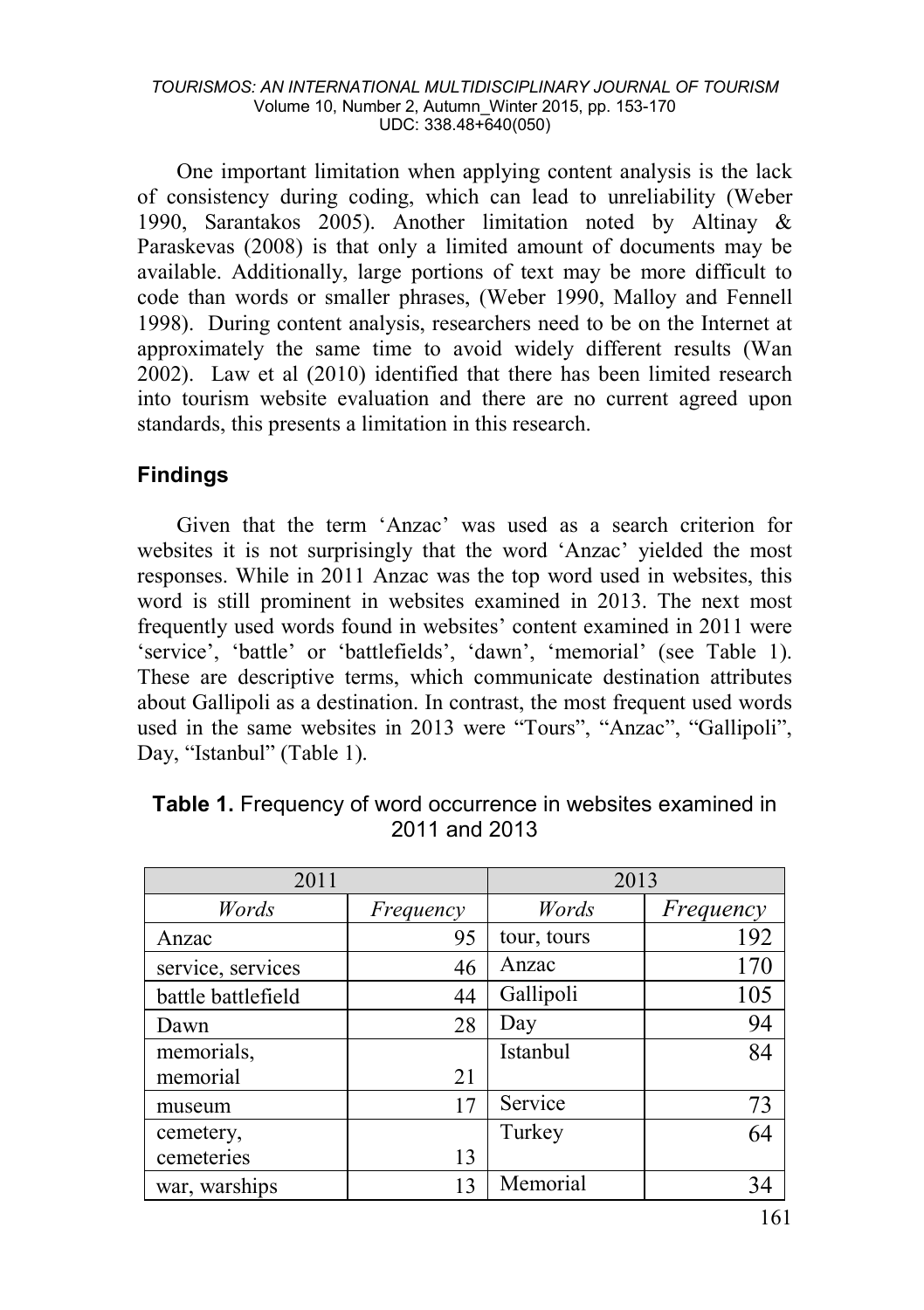One important limitation when applying content analysis is the lack of consistency during coding, which can lead to unreliability (Weber 1990, Sarantakos 2005). Another limitation noted by Altinay & Paraskevas (2008) is that only a limited amount of documents may be available. Additionally, large portions of text may be more difficult to code than words or smaller phrases, (Weber 1990, Malloy and Fennell 1998). During content analysis, researchers need to be on the Internet at approximately the same time to avoid widely different results (Wan 2002). Law et al (2010) identified that there has been limited research into tourism website evaluation and there are no current agreed upon standards, this presents a limitation in this research.

## Findings

Given that the term 'Anzac' was used as a search criterion for websites it is not surprisingly that the word 'Anzac' yielded the most responses. While in 2011 Anzac was the top word used in websites, this word is still prominent in websites examined in 2013. The next most frequently used words found in websites' content examined in 2011 were 'service', 'battle' or 'battlefields', 'dawn', 'memorial' (see Table 1). These are descriptive terms, which communicate destination attributes about Gallipoli as a destination. In contrast, the most frequent used words used in the same websites in 2013 were "Tours", "Anzac", "Gallipoli", Day, "Istanbul" (Table 1).

**Table 1.** Frequency of word occurrence in websites examined in 2011 and 2013

| 2011 | | 2013 | |
|---|---|---|---|
| *Words* | *Frequency* | *Words* | *Frequency* |
| Anzac | 95 | tour, tours | 192 |
| service, services | 46 | Anzac | 170 |
| battle battlefield | 44 | Gallipoli | 105 |
| Dawn | 28 | Day | 94 |
| memorials, memorial | 21 | Istanbul | 84 |
| museum | 17 | Service | 73 |
| cemetery, cemeteries | 13 | Turkey | 64 |
| war, warships | 13 | Memorial | 34 |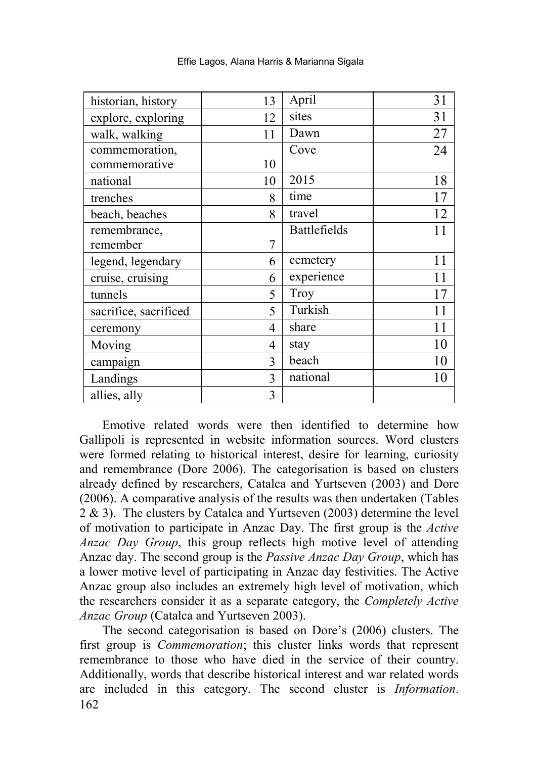| historian, history | 13 | April | 31 |
|---|---|---|---|
| explore, exploring | 12 | sites | 31 |
| walk, walking | 11 | Dawn | 27 |
| commemoration, commemorative | 10 | Cove | 24 |
| national | 10 | 2015 | 18 |
| trenches | 8 | time | 17 |
| beach, beaches | 8 | travel | 12 |
| remembrance, remember | 7 | Battlefields | 11 |
| legend, legendary | 6 | cemetery | 11 |
| cruise, cruising | 6 | experience | 11 |
| tunnels | 5 | Troy | 17 |
| sacrifice, sacrificed | 5 | Turkish | 11 |
| ceremony | 4 | share | 11 |
| Moving | 4 | stay | 10 |
| campaign | 3 | beach | 10 |
| Landings | 3 | national | 10 |
| allies, ally | 3 | | |

Emotive related words were then identified to determine how Gallipoli is represented in website information sources. Word clusters were formed relating to historical interest, desire for learning, curiosity and remembrance (Dore 2006). The categorisation is based on clusters already defined by researchers, Catalca and Yurtseven (2003) and Dore (2006). A comparative analysis of the results was then undertaken (Tables 2 & 3). The clusters by Catalca and Yurtseven (2003) determine the level of motivation to participate in Anzac Day. The first group is the *Active Anzac Day Group*, this group reflects high motive level of attending Anzac day. The second group is the *Passive Anzac Day Group*, which has a lower motive level of participating in Anzac day festivities. The Active Anzac group also includes an extremely high level of motivation, which the researchers consider it as a separate category, the *Completely Active Anzac Group* (Catalca and Yurtseven 2003).

The second categorisation is based on Dore's (2006) clusters. The first group is *Commemoration*; this cluster links words that represent remembrance to those who have died in the service of their country. Additionally, words that describe historical interest and war related words are included in this category. The second cluster is *Information*.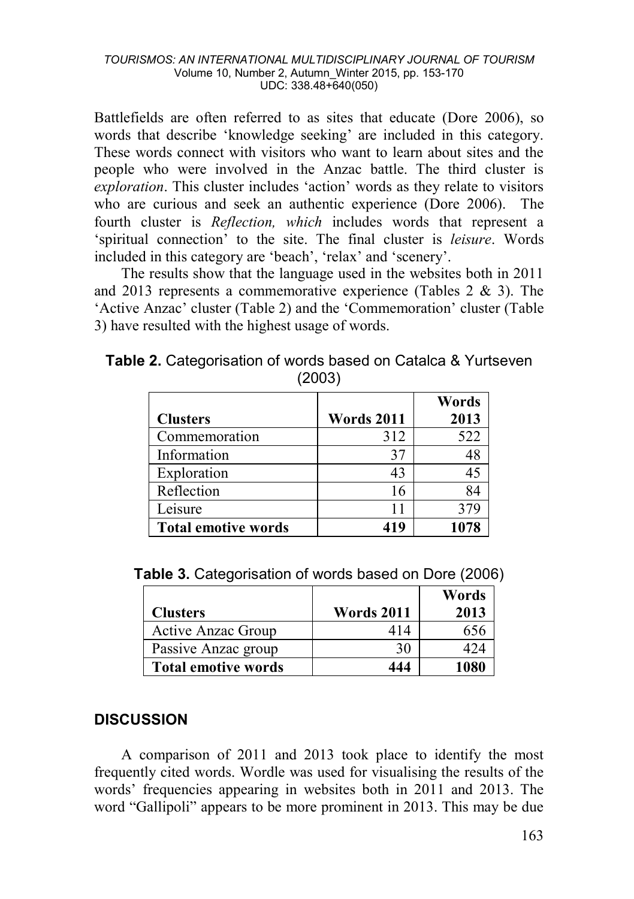Battlefields are often referred to as sites that educate (Dore 2006), so words that describe 'knowledge seeking' are included in this category. These words connect with visitors who want to learn about sites and the people who were involved in the Anzac battle. The third cluster is *exploration*. This cluster includes 'action' words as they relate to visitors who are curious and seek an authentic experience (Dore 2006). The fourth cluster is *Reflection, which* includes words that represent a 'spiritual connection' to the site. The final cluster is *leisure*. Words included in this category are 'beach', 'relax' and 'scenery'.

The results show that the language used in the websites both in 2011 and 2013 represents a commemorative experience (Tables 2 & 3). The 'Active Anzac' cluster (Table 2) and the 'Commemoration' cluster (Table 3) have resulted with the highest usage of words.

**Table 2.** Categorisation of words based on Catalca & Yurtseven (2003)

| Clusters | Words 2011 | Words 2013 |
|---|---|---|
| Commemoration | 312 | 522 |
| Information | 37 | 48 |
| Exploration | 43 | 45 |
| Reflection | 16 | 84 |
| Leisure | 11 | 379 |
| **Total emotive words** | **419** | **1078** |

**Table 3.** Categorisation of words based on Dore (2006)

| Clusters | Words 2011 | Words 2013 |
|---|---|---|
| Active Anzac Group | 414 | 656 |
| Passive Anzac group | 30 | 424 |
| **Total emotive words** | **444** | **1080** |

## DISCUSSION

A comparison of 2011 and 2013 took place to identify the most frequently cited words. Wordle was used for visualising the results of the words' frequencies appearing in websites both in 2011 and 2013. The word "Gallipoli" appears to be more prominent in 2013. This may be due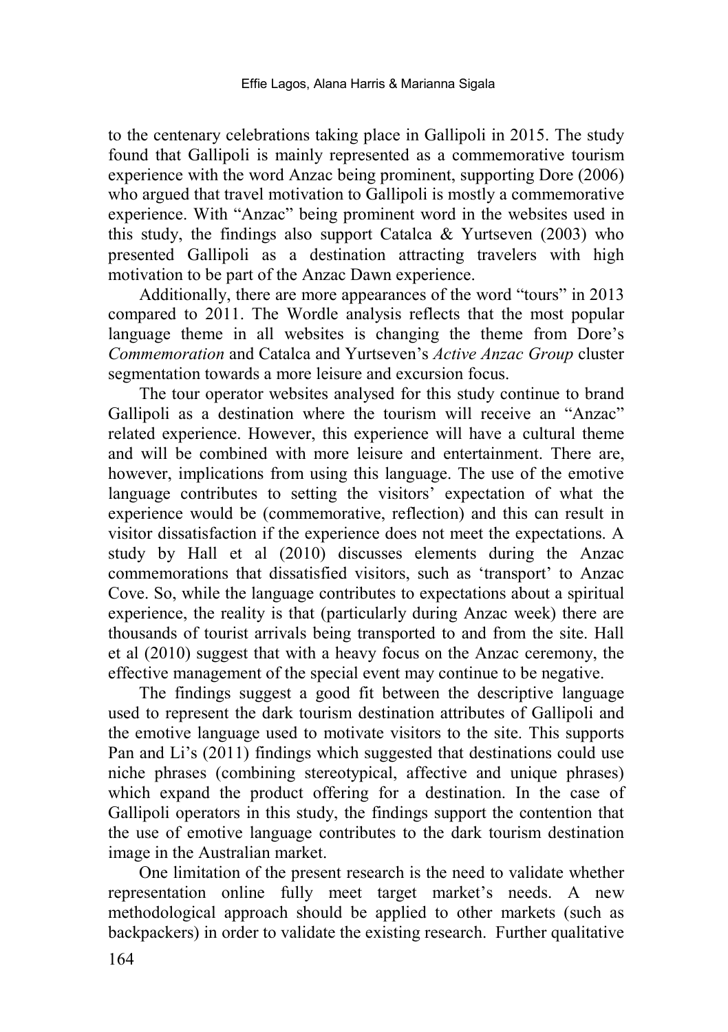to the centenary celebrations taking place in Gallipoli in 2015. The study found that Gallipoli is mainly represented as a commemorative tourism experience with the word Anzac being prominent, supporting Dore (2006) who argued that travel motivation to Gallipoli is mostly a commemorative experience. With "Anzac" being prominent word in the websites used in this study, the findings also support Catalca & Yurtseven (2003) who presented Gallipoli as a destination attracting travelers with high motivation to be part of the Anzac Dawn experience.

Additionally, there are more appearances of the word "tours" in 2013 compared to 2011. The Wordle analysis reflects that the most popular language theme in all websites is changing the theme from Dore's *Commemoration* and Catalca and Yurtseven's *Active Anzac Group* cluster segmentation towards a more leisure and excursion focus.

The tour operator websites analysed for this study continue to brand Gallipoli as a destination where the tourism will receive an "Anzac" related experience. However, this experience will have a cultural theme and will be combined with more leisure and entertainment. There are, however, implications from using this language. The use of the emotive language contributes to setting the visitors' expectation of what the experience would be (commemorative, reflection) and this can result in visitor dissatisfaction if the experience does not meet the expectations. A study by Hall et al (2010) discusses elements during the Anzac commemorations that dissatisfied visitors, such as 'transport' to Anzac Cove. So, while the language contributes to expectations about a spiritual experience, the reality is that (particularly during Anzac week) there are thousands of tourist arrivals being transported to and from the site. Hall et al (2010) suggest that with a heavy focus on the Anzac ceremony, the effective management of the special event may continue to be negative.

The findings suggest a good fit between the descriptive language used to represent the dark tourism destination attributes of Gallipoli and the emotive language used to motivate visitors to the site. This supports Pan and Li's (2011) findings which suggested that destinations could use niche phrases (combining stereotypical, affective and unique phrases) which expand the product offering for a destination. In the case of Gallipoli operators in this study, the findings support the contention that the use of emotive language contributes to the dark tourism destination image in the Australian market.

One limitation of the present research is the need to validate whether representation online fully meet target market's needs. A new methodological approach should be applied to other markets (such as backpackers) in order to validate the existing research. Further qualitative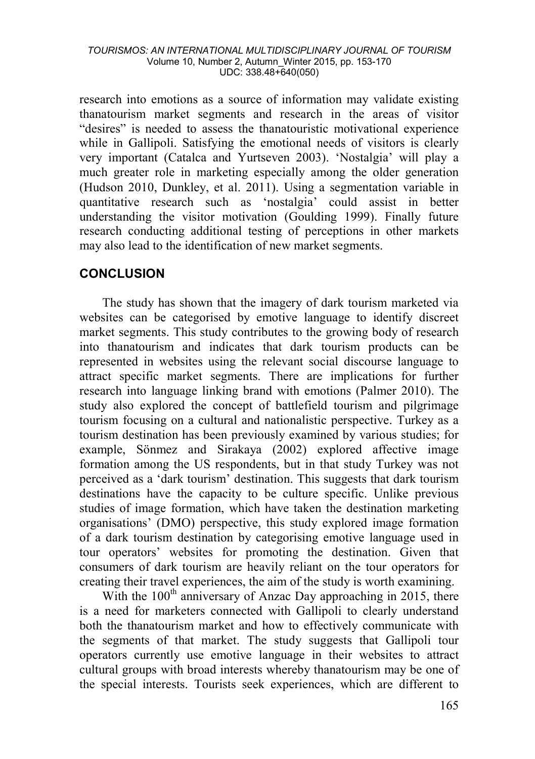research into emotions as a source of information may validate existing thanatourism market segments and research in the areas of visitor "desires" is needed to assess the thanatouristic motivational experience while in Gallipoli. Satisfying the emotional needs of visitors is clearly very important (Catalca and Yurtseven 2003). 'Nostalgia' will play a much greater role in marketing especially among the older generation (Hudson 2010, Dunkley, et al. 2011). Using a segmentation variable in quantitative research such as 'nostalgia' could assist in better understanding the visitor motivation (Goulding 1999). Finally future research conducting additional testing of perceptions in other markets may also lead to the identification of new market segments.

## CONCLUSION

The study has shown that the imagery of dark tourism marketed via websites can be categorised by emotive language to identify discreet market segments. This study contributes to the growing body of research into thanatourism and indicates that dark tourism products can be represented in websites using the relevant social discourse language to attract specific market segments. There are implications for further research into language linking brand with emotions (Palmer 2010). The study also explored the concept of battlefield tourism and pilgrimage tourism focusing on a cultural and nationalistic perspective. Turkey as a tourism destination has been previously examined by various studies; for example, Sönmez and Sirakaya (2002) explored affective image formation among the US respondents, but in that study Turkey was not perceived as a 'dark tourism' destination. This suggests that dark tourism destinations have the capacity to be culture specific. Unlike previous studies of image formation, which have taken the destination marketing organisations' (DMO) perspective, this study explored image formation of a dark tourism destination by categorising emotive language used in tour operators' websites for promoting the destination. Given that consumers of dark tourism are heavily reliant on the tour operators for creating their travel experiences, the aim of the study is worth examining.

With the 100th anniversary of Anzac Day approaching in 2015, there is a need for marketers connected with Gallipoli to clearly understand both the thanatourism market and how to effectively communicate with the segments of that market. The study suggests that Gallipoli tour operators currently use emotive language in their websites to attract cultural groups with broad interests whereby thanatourism may be one of the special interests. Tourists seek experiences, which are different to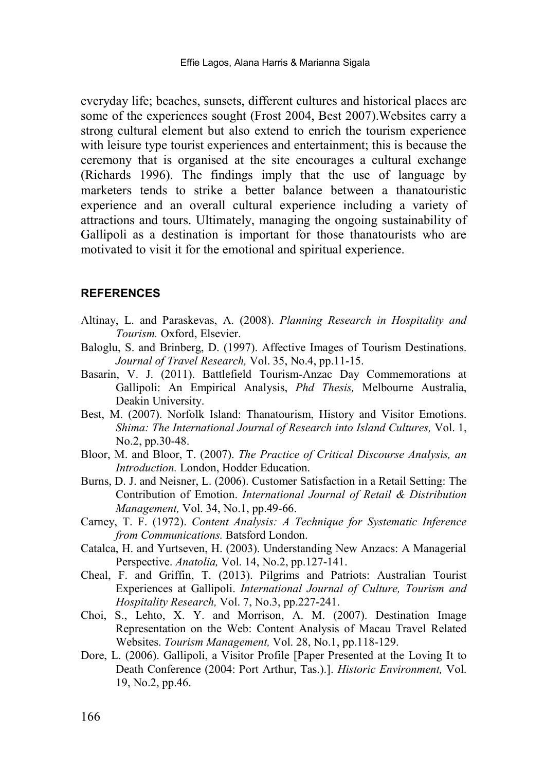everyday life; beaches, sunsets, different cultures and historical places are some of the experiences sought (Frost 2004, Best 2007).Websites carry a strong cultural element but also extend to enrich the tourism experience with leisure type tourist experiences and entertainment; this is because the ceremony that is organised at the site encourages a cultural exchange (Richards 1996). The findings imply that the use of language by marketers tends to strike a better balance between a thanatouristic experience and an overall cultural experience including a variety of attractions and tours. Ultimately, managing the ongoing sustainability of Gallipoli as a destination is important for those thanatourists who are motivated to visit it for the emotional and spiritual experience.

## REFERENCES

Altinay, L. and Paraskevas, A. (2008). *Planning Research in Hospitality and Tourism.* Oxford, Elsevier.

Baloglu, S. and Brinberg, D. (1997). Affective Images of Tourism Destinations. *Journal of Travel Research,* Vol. 35, No.4, pp.11-15.

Basarin, V. J. (2011). Battlefield Tourism-Anzac Day Commemorations at Gallipoli: An Empirical Analysis, *Phd Thesis,* Melbourne Australia, Deakin University.

Best, M. (2007). Norfolk Island: Thanatourism, History and Visitor Emotions. *Shima: The International Journal of Research into Island Cultures,* Vol. 1, No.2, pp.30-48.

Bloor, M. and Bloor, T. (2007). *The Practice of Critical Discourse Analysis, an Introduction.* London, Hodder Education.

Burns, D. J. and Neisner, L. (2006). Customer Satisfaction in a Retail Setting: The Contribution of Emotion. *International Journal of Retail & Distribution Management,* Vol. 34, No.1, pp.49-66.

Carney, T. F. (1972). *Content Analysis: A Technique for Systematic Inference from Communications.* Batsford London.

Catalca, H. and Yurtseven, H. (2003). Understanding New Anzacs: A Managerial Perspective. *Anatolia,* Vol. 14, No.2, pp.127-141.

Cheal, F. and Griffin, T. (2013). Pilgrims and Patriots: Australian Tourist Experiences at Gallipoli. *International Journal of Culture, Tourism and Hospitality Research,* Vol. 7, No.3, pp.227-241.

Choi, S., Lehto, X. Y. and Morrison, A. M. (2007). Destination Image Representation on the Web: Content Analysis of Macau Travel Related Websites. *Tourism Management,* Vol. 28, No.1, pp.118-129.

Dore, L. (2006). Gallipoli, a Visitor Profile [Paper Presented at the Loving It to Death Conference (2004: Port Arthur, Tas.).]. *Historic Environment,* Vol. 19, No.2, pp.46.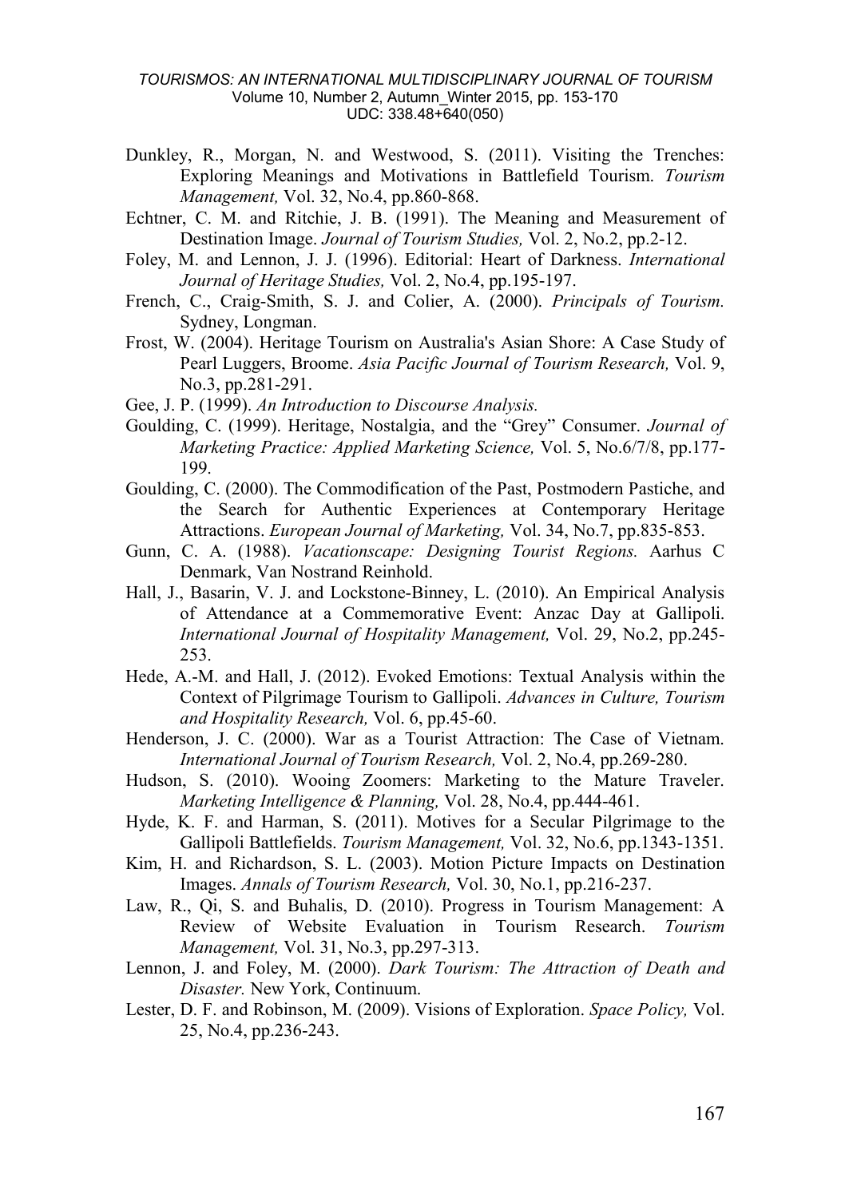Dunkley, R., Morgan, N. and Westwood, S. (2011). Visiting the Trenches: Exploring Meanings and Motivations in Battlefield Tourism. *Tourism Management,* Vol. 32, No.4, pp.860-868.

Echtner, C. M. and Ritchie, J. B. (1991). The Meaning and Measurement of Destination Image. *Journal of Tourism Studies,* Vol. 2, No.2, pp.2-12.

Foley, M. and Lennon, J. J. (1996). Editorial: Heart of Darkness. *International Journal of Heritage Studies,* Vol. 2, No.4, pp.195-197.

French, C., Craig-Smith, S. J. and Colier, A. (2000). *Principals of Tourism.* Sydney, Longman.

Frost, W. (2004). Heritage Tourism on Australia's Asian Shore: A Case Study of Pearl Luggers, Broome. *Asia Pacific Journal of Tourism Research,* Vol. 9, No.3, pp.281-291.

Gee, J. P. (1999). *An Introduction to Discourse Analysis.*

Goulding, C. (1999). Heritage, Nostalgia, and the "Grey" Consumer. *Journal of Marketing Practice: Applied Marketing Science,* Vol. 5, No.6/7/8, pp.177-199.

Goulding, C. (2000). The Commodification of the Past, Postmodern Pastiche, and the Search for Authentic Experiences at Contemporary Heritage Attractions. *European Journal of Marketing,* Vol. 34, No.7, pp.835-853.

Gunn, C. A. (1988). *Vacationscape: Designing Tourist Regions.* Aarhus C Denmark, Van Nostrand Reinhold.

Hall, J., Basarin, V. J. and Lockstone-Binney, L. (2010). An Empirical Analysis of Attendance at a Commemorative Event: Anzac Day at Gallipoli. *International Journal of Hospitality Management,* Vol. 29, No.2, pp.245-253.

Hede, A.-M. and Hall, J. (2012). Evoked Emotions: Textual Analysis within the Context of Pilgrimage Tourism to Gallipoli. *Advances in Culture, Tourism and Hospitality Research,* Vol. 6, pp.45-60.

Henderson, J. C. (2000). War as a Tourist Attraction: The Case of Vietnam. *International Journal of Tourism Research,* Vol. 2, No.4, pp.269-280.

Hudson, S. (2010). Wooing Zoomers: Marketing to the Mature Traveler. *Marketing Intelligence & Planning,* Vol. 28, No.4, pp.444-461.

Hyde, K. F. and Harman, S. (2011). Motives for a Secular Pilgrimage to the Gallipoli Battlefields. *Tourism Management,* Vol. 32, No.6, pp.1343-1351.

Kim, H. and Richardson, S. L. (2003). Motion Picture Impacts on Destination Images. *Annals of Tourism Research,* Vol. 30, No.1, pp.216-237.

Law, R., Qi, S. and Buhalis, D. (2010). Progress in Tourism Management: A Review of Website Evaluation in Tourism Research. *Tourism Management,* Vol. 31, No.3, pp.297-313.

Lennon, J. and Foley, M. (2000). *Dark Tourism: The Attraction of Death and Disaster.* New York, Continuum.

Lester, D. F. and Robinson, M. (2009). Visions of Exploration. *Space Policy,* Vol. 25, No.4, pp.236-243.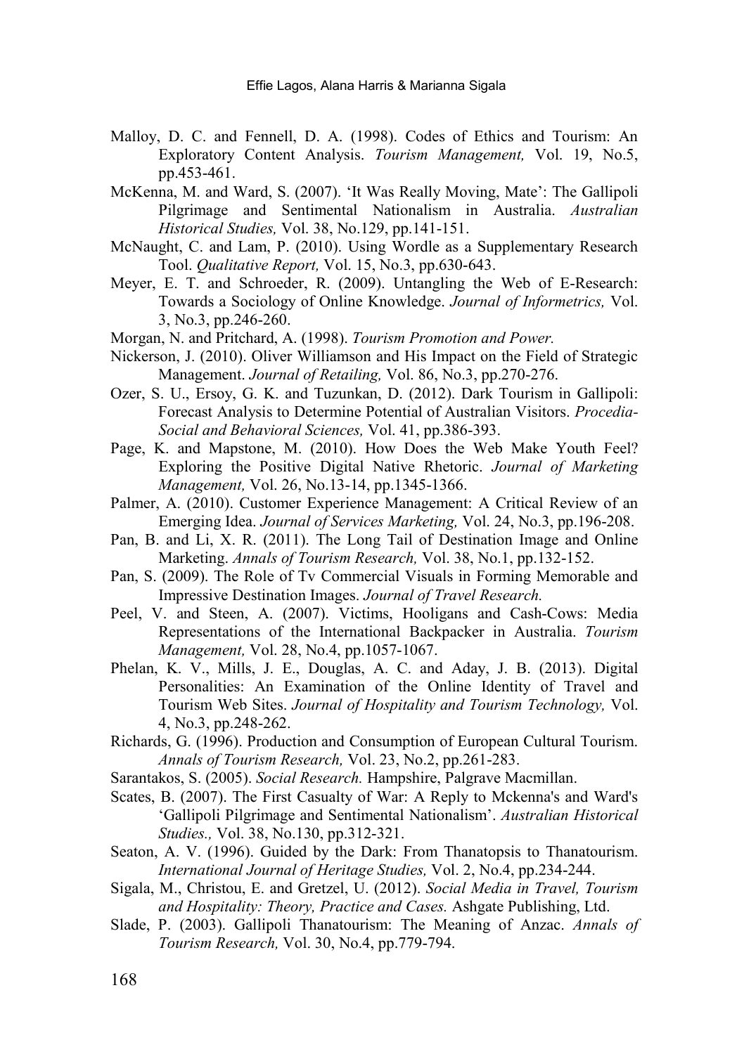Malloy, D. C. and Fennell, D. A. (1998). Codes of Ethics and Tourism: An Exploratory Content Analysis. *Tourism Management,* Vol. 19, No.5, pp.453-461.

McKenna, M. and Ward, S. (2007). 'It Was Really Moving, Mate': The Gallipoli Pilgrimage and Sentimental Nationalism in Australia. *Australian Historical Studies,* Vol. 38, No.129, pp.141-151.

McNaught, C. and Lam, P. (2010). Using Wordle as a Supplementary Research Tool. *Qualitative Report,* Vol. 15, No.3, pp.630-643.

Meyer, E. T. and Schroeder, R. (2009). Untangling the Web of E-Research: Towards a Sociology of Online Knowledge. *Journal of Informetrics,* Vol. 3, No.3, pp.246-260.

Morgan, N. and Pritchard, A. (1998). *Tourism Promotion and Power.*

Nickerson, J. (2010). Oliver Williamson and His Impact on the Field of Strategic Management. *Journal of Retailing,* Vol. 86, No.3, pp.270-276.

Ozer, S. U., Ersoy, G. K. and Tuzunkan, D. (2012). Dark Tourism in Gallipoli: Forecast Analysis to Determine Potential of Australian Visitors. *Procedia-Social and Behavioral Sciences,* Vol. 41, pp.386-393.

Page, K. and Mapstone, M. (2010). How Does the Web Make Youth Feel? Exploring the Positive Digital Native Rhetoric. *Journal of Marketing Management,* Vol. 26, No.13-14, pp.1345-1366.

Palmer, A. (2010). Customer Experience Management: A Critical Review of an Emerging Idea. *Journal of Services Marketing,* Vol. 24, No.3, pp.196-208.

Pan, B. and Li, X. R. (2011). The Long Tail of Destination Image and Online Marketing. *Annals of Tourism Research,* Vol. 38, No.1, pp.132-152.

Pan, S. (2009). The Role of Tv Commercial Visuals in Forming Memorable and Impressive Destination Images. *Journal of Travel Research.*

Peel, V. and Steen, A. (2007). Victims, Hooligans and Cash-Cows: Media Representations of the International Backpacker in Australia. *Tourism Management,* Vol. 28, No.4, pp.1057-1067.

Phelan, K. V., Mills, J. E., Douglas, A. C. and Aday, J. B. (2013). Digital Personalities: An Examination of the Online Identity of Travel and Tourism Web Sites. *Journal of Hospitality and Tourism Technology,* Vol. 4, No.3, pp.248-262.

Richards, G. (1996). Production and Consumption of European Cultural Tourism. *Annals of Tourism Research,* Vol. 23, No.2, pp.261-283.

Sarantakos, S. (2005). *Social Research.* Hampshire, Palgrave Macmillan.

Scates, B. (2007). The First Casualty of War: A Reply to Mckenna's and Ward's 'Gallipoli Pilgrimage and Sentimental Nationalism'. *Australian Historical Studies.,* Vol. 38, No.130, pp.312-321.

Seaton, A. V. (1996). Guided by the Dark: From Thanatopsis to Thanatourism. *International Journal of Heritage Studies,* Vol. 2, No.4, pp.234-244.

Sigala, M., Christou, E. and Gretzel, U. (2012). *Social Media in Travel, Tourism and Hospitality: Theory, Practice and Cases.* Ashgate Publishing, Ltd.

Slade, P. (2003). Gallipoli Thanatourism: The Meaning of Anzac. *Annals of Tourism Research,* Vol. 30, No.4, pp.779-794.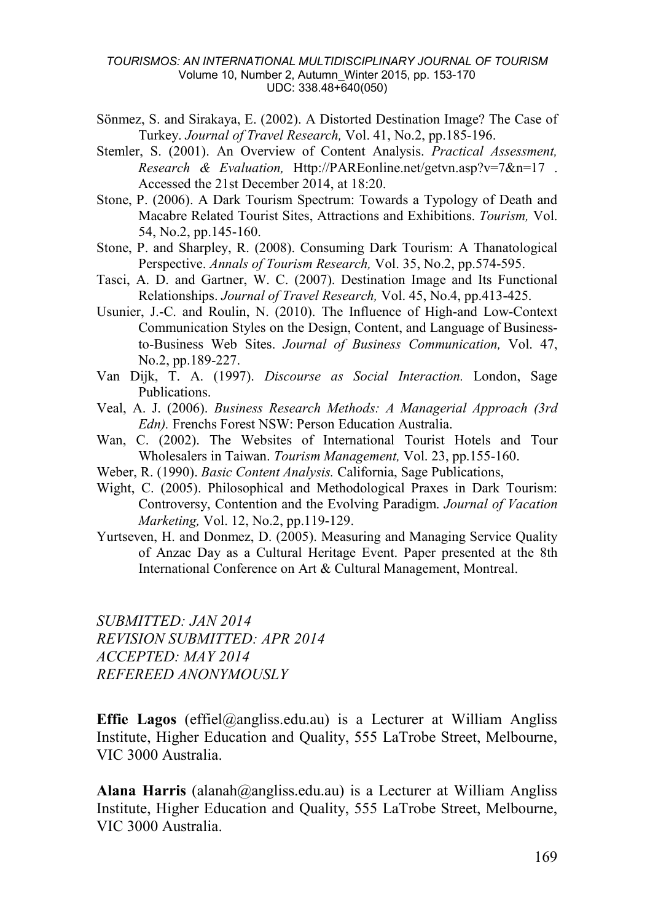Sönmez, S. and Sirakaya, E. (2002). A Distorted Destination Image? The Case of Turkey. *Journal of Travel Research,* Vol. 41, No.2, pp.185-196.

Stemler, S. (2001). An Overview of Content Analysis. *Practical Assessment, Research & Evaluation,* Http://PAREonline.net/getvn.asp?v=7&n=17 . Accessed the 21st December 2014, at 18:20.

Stone, P. (2006). A Dark Tourism Spectrum: Towards a Typology of Death and Macabre Related Tourist Sites, Attractions and Exhibitions. *Tourism,* Vol. 54, No.2, pp.145-160.

Stone, P. and Sharpley, R. (2008). Consuming Dark Tourism: A Thanatological Perspective. *Annals of Tourism Research,* Vol. 35, No.2, pp.574-595.

Tasci, A. D. and Gartner, W. C. (2007). Destination Image and Its Functional Relationships. *Journal of Travel Research,* Vol. 45, No.4, pp.413-425.

Usunier, J.-C. and Roulin, N. (2010). The Influence of High-and Low-Context Communication Styles on the Design, Content, and Language of Business-to-Business Web Sites. *Journal of Business Communication,* Vol. 47, No.2, pp.189-227.

Van Dijk, T. A. (1997). *Discourse as Social Interaction.* London, Sage Publications.

Veal, A. J. (2006). *Business Research Methods: A Managerial Approach (3rd Edn).* Frenchs Forest NSW: Person Education Australia.

Wan, C. (2002). The Websites of International Tourist Hotels and Tour Wholesalers in Taiwan. *Tourism Management,* Vol. 23, pp.155-160.

Weber, R. (1990). *Basic Content Analysis.* California, Sage Publications,

Wight, C. (2005). Philosophical and Methodological Praxes in Dark Tourism: Controversy, Contention and the Evolving Paradigm. *Journal of Vacation Marketing,* Vol. 12, No.2, pp.119-129.

Yurtseven, H. and Donmez, D. (2005). Measuring and Managing Service Quality of Anzac Day as a Cultural Heritage Event. Paper presented at the 8th International Conference on Art & Cultural Management, Montreal.

*SUBMITTED: JAN 2014*
*REVISION SUBMITTED: APR 2014*
*ACCEPTED: MAY 2014*
*REFEREED ANONYMOUSLY*

**Effie Lagos** (effiel@angliss.edu.au) is a Lecturer at William Angliss Institute, Higher Education and Quality, 555 LaTrobe Street, Melbourne, VIC 3000 Australia.

**Alana Harris** (alanah@angliss.edu.au) is a Lecturer at William Angliss Institute, Higher Education and Quality, 555 LaTrobe Street, Melbourne, VIC 3000 Australia.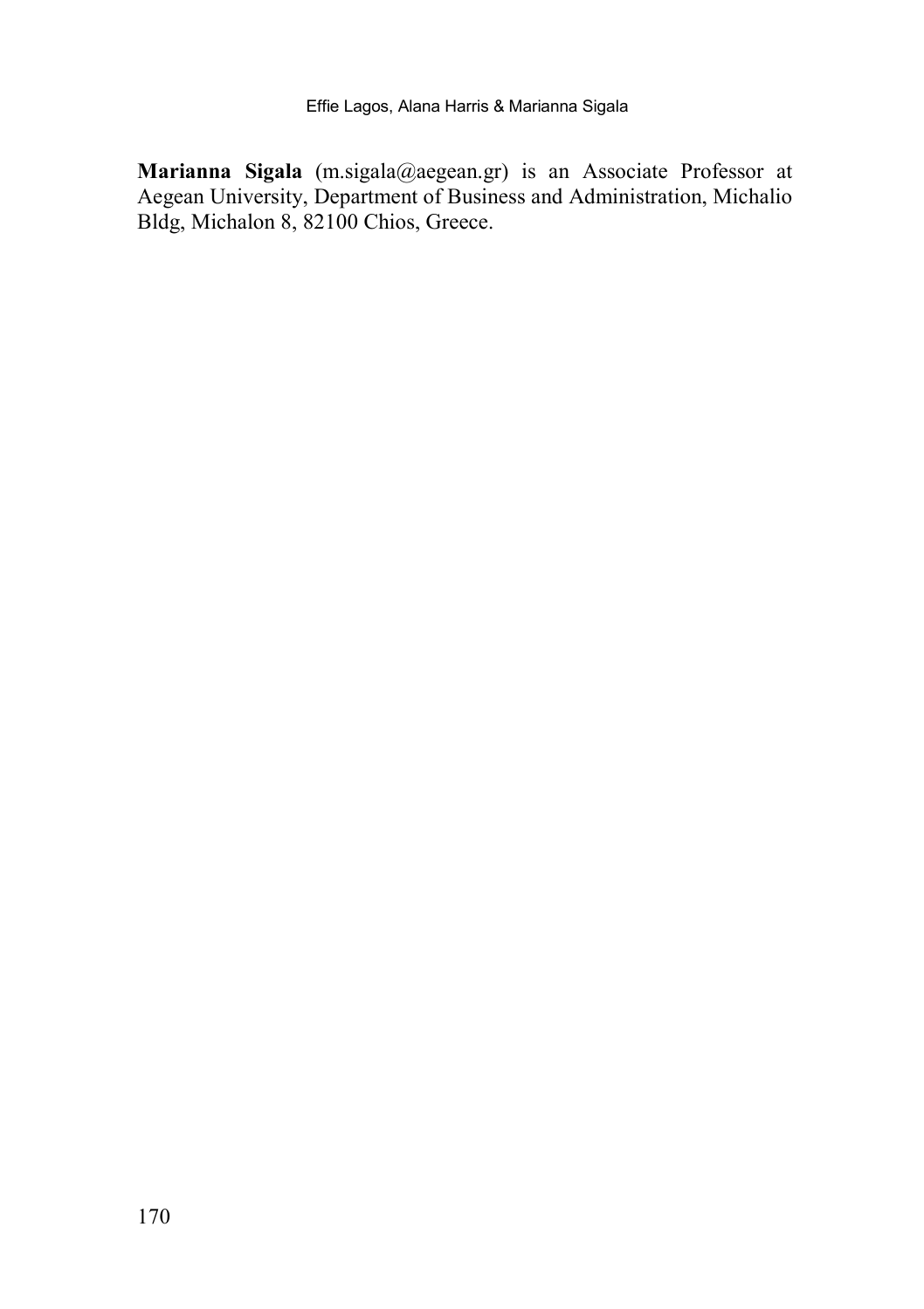**Marianna Sigala** (m.sigala@aegean.gr) is an Associate Professor at Aegean University, Department of Business and Administration, Michalio Bldg, Michalon 8, 82100 Chios, Greece.